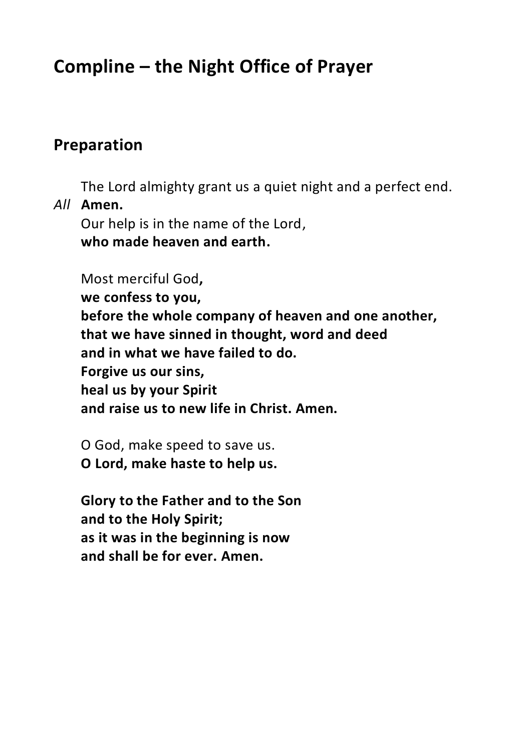# Compline – the Night Office of Prayer

## Preparation

The Lord almighty grant us a quiet night and a perfect end.

*All* **Amen.**

Our help is in the name of the Lord,
**who made heaven and earth.**

Most merciful God**,**
**we confess to you,**
**before the whole company of heaven and one another,**
**that we have sinned in thought, word and deed**
**and in what we have failed to do.**
**Forgive us our sins,**
**heal us by your Spirit**
**and raise us to new life in Christ. Amen.**

O God, make speed to save us.
**O Lord, make haste to help us.**

**Glory to the Father and to the Son**
**and to the Holy Spirit;**
**as it was in the beginning is now**
**and shall be for ever. Amen.**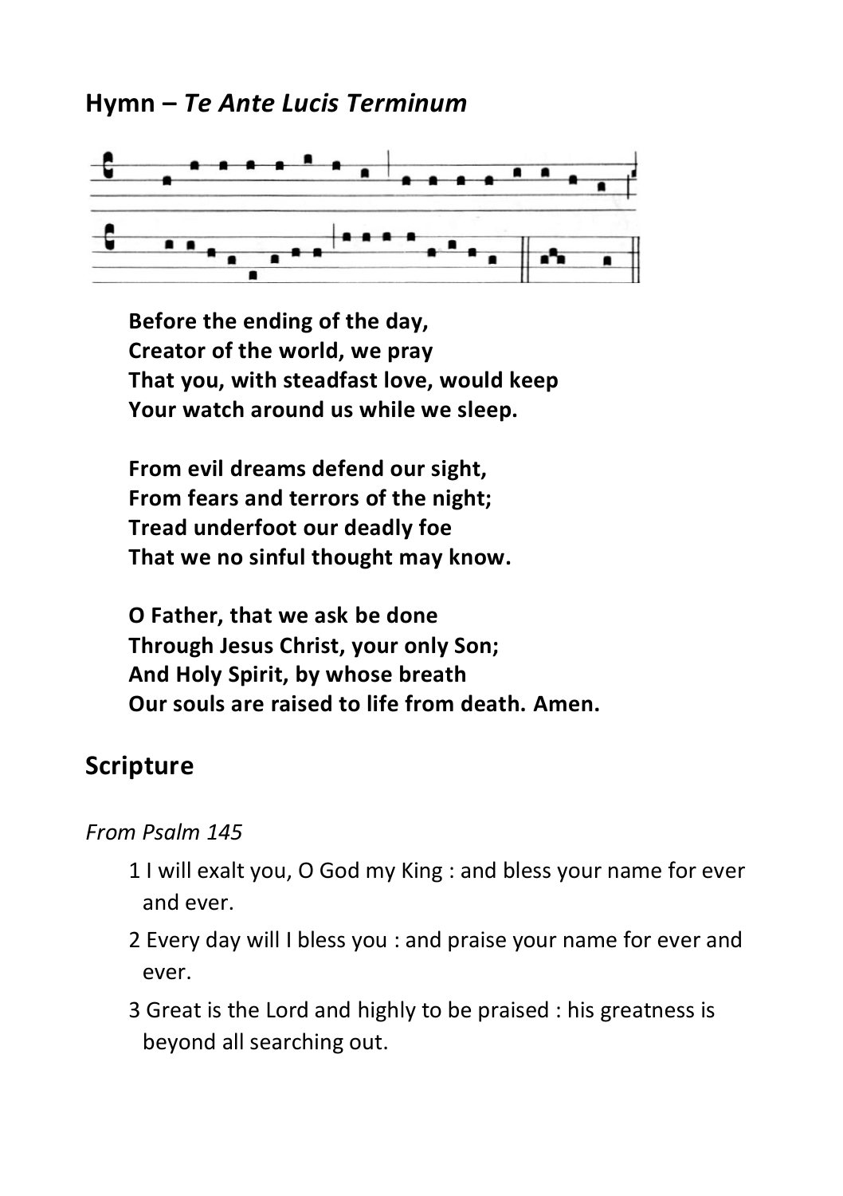## Hymn – *Te Ante Lucis Terminum*

**Before the ending of the day,**
**Creator of the world, we pray**
**That you, with steadfast love, would keep**
**Your watch around us while we sleep.**

**From evil dreams defend our sight,**
**From fears and terrors of the night;**
**Tread underfoot our deadly foe**
**That we no sinful thought may know.**

**O Father, that we ask be done**
**Through Jesus Christ, your only Son;**
**And Holy Spirit, by whose breath**
**Our souls are raised to life from death. Amen.**

## Scripture

*From Psalm 145*

1 I will exalt you, O God my King : and bless your name for ever and ever.

2 Every day will I bless you : and praise your name for ever and ever.

3 Great is the Lord and highly to be praised : his greatness is beyond all searching out.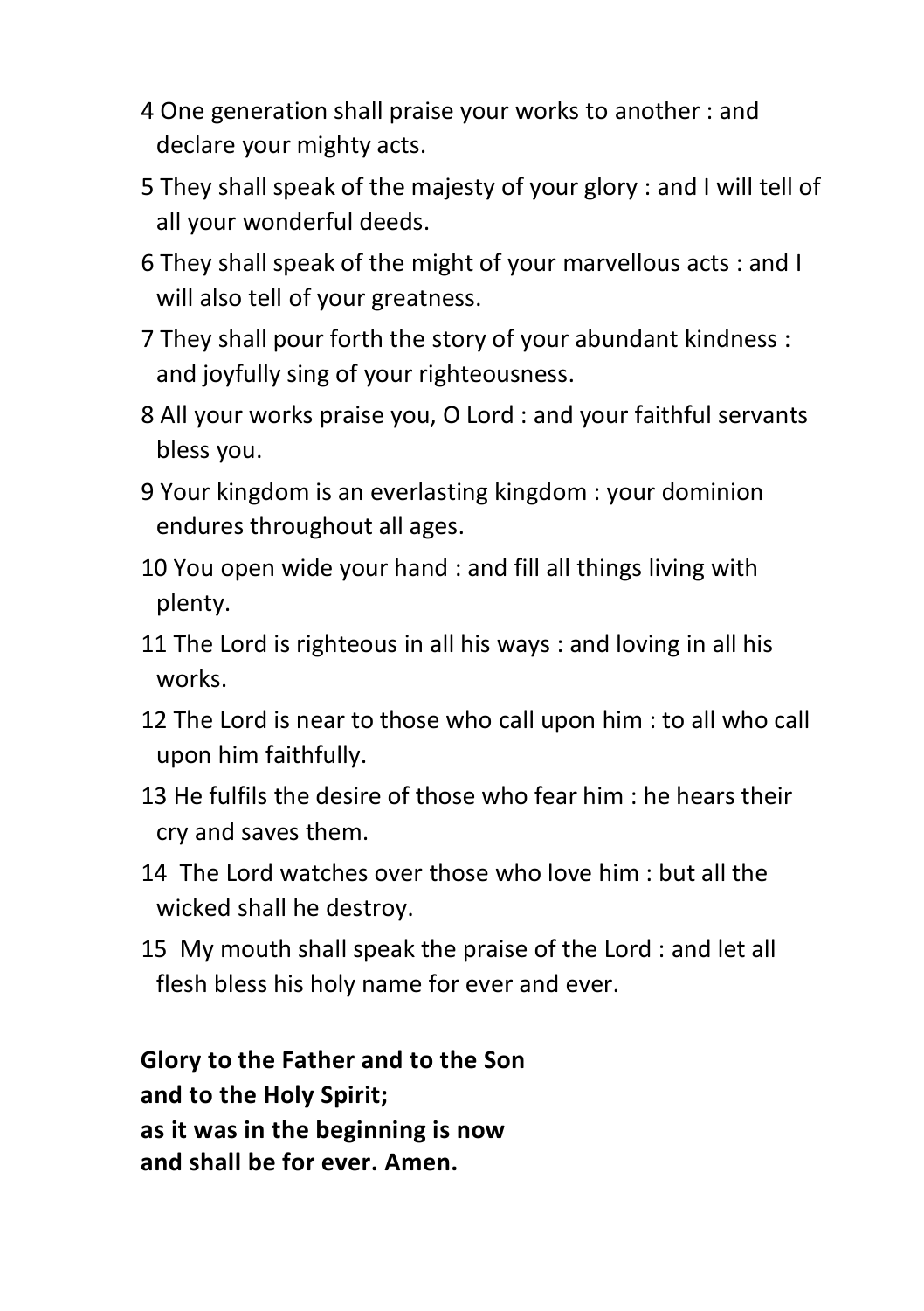4 One generation shall praise your works to another : and declare your mighty acts.

5 They shall speak of the majesty of your glory : and I will tell of all your wonderful deeds.

6 They shall speak of the might of your marvellous acts : and I will also tell of your greatness.

7 They shall pour forth the story of your abundant kindness : and joyfully sing of your righteousness.

8 All your works praise you, O Lord : and your faithful servants bless you.

9 Your kingdom is an everlasting kingdom : your dominion endures throughout all ages.

10 You open wide your hand : and fill all things living with plenty.

11 The Lord is righteous in all his ways : and loving in all his works.

12 The Lord is near to those who call upon him : to all who call upon him faithfully.

13 He fulfils the desire of those who fear him : he hears their cry and saves them.

14 The Lord watches over those who love him : but all the wicked shall he destroy.

15 My mouth shall speak the praise of the Lord : and let all flesh bless his holy name for ever and ever.

**Glory to the Father and to the Son**
**and to the Holy Spirit;**
**as it was in the beginning is now**
**and shall be for ever. Amen.**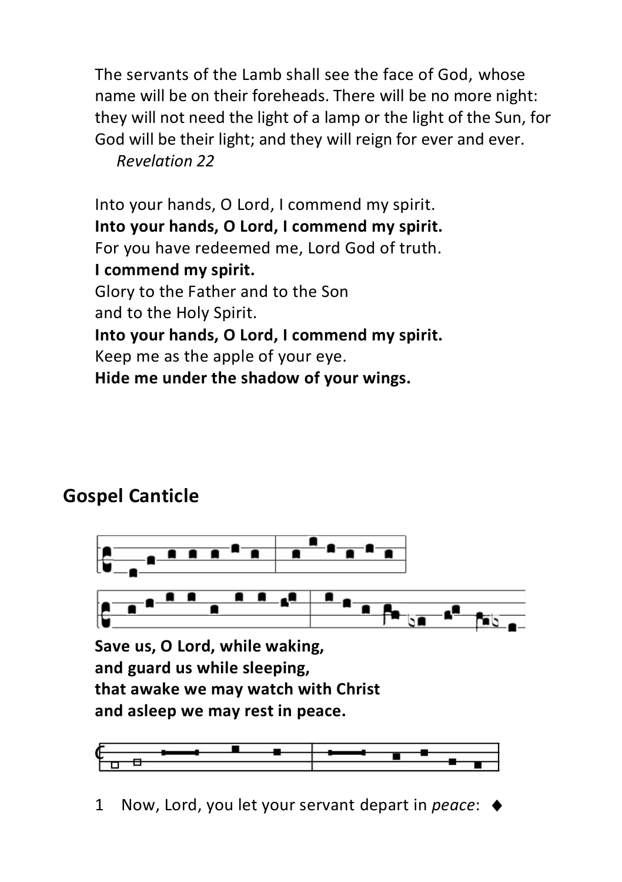The servants of the Lamb shall see the face of God, whose name will be on their foreheads. There will be no more night: they will not need the light of a lamp or the light of the Sun, for God will be their light; and they will reign for ever and ever.
*Revelation 22*

Into your hands, O Lord, I commend my spirit.
**Into your hands, O Lord, I commend my spirit.**
For you have redeemed me, Lord God of truth.
**I commend my spirit.**
Glory to the Father and to the Son
and to the Holy Spirit.
**Into your hands, O Lord, I commend my spirit.**
Keep me as the apple of your eye.
**Hide me under the shadow of your wings.**

## Gospel Canticle

**Save us, O Lord, while waking,**
**and guard us while sleeping,**
**that awake we may watch with Christ**
**and asleep we may rest in peace.**

1 Now, Lord, you let your servant depart in *peace*: ◆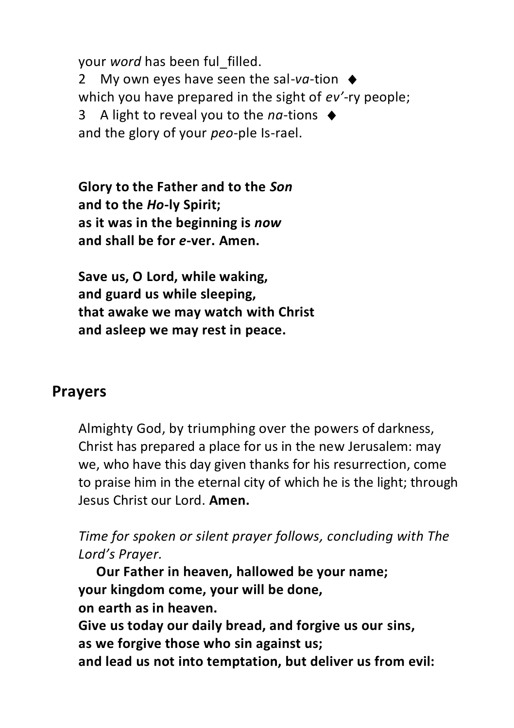your *word* has been ful_filled.
2 My own eyes have seen the sal-*va*-tion ◆
which you have prepared in the sight of *ev'*-ry people;
3 A light to reveal you to the *na*-tions ◆
and the glory of your *peo*-ple Is-rael.

**Glory to the Father and to the *Son***
**and to the *Ho*-ly Spirit;**
**as it was in the beginning is *now***
**and shall be for *e*-ver. Amen.**

**Save us, O Lord, while waking,**
**and guard us while sleeping,**
**that awake we may watch with Christ**
**and asleep we may rest in peace.**

## Prayers

Almighty God, by triumphing over the powers of darkness, Christ has prepared a place for us in the new Jerusalem: may we, who have this day given thanks for his resurrection, come to praise him in the eternal city of which he is the light; through Jesus Christ our Lord. **Amen.**

*Time for spoken or silent prayer follows, concluding with The Lord's Prayer.*

**Our Father in heaven, hallowed be your name;**
**your kingdom come, your will be done,**
**on earth as in heaven.**
**Give us today our daily bread, and forgive us our sins,**
**as we forgive those who sin against us;**
**and lead us not into temptation, but deliver us from evil:**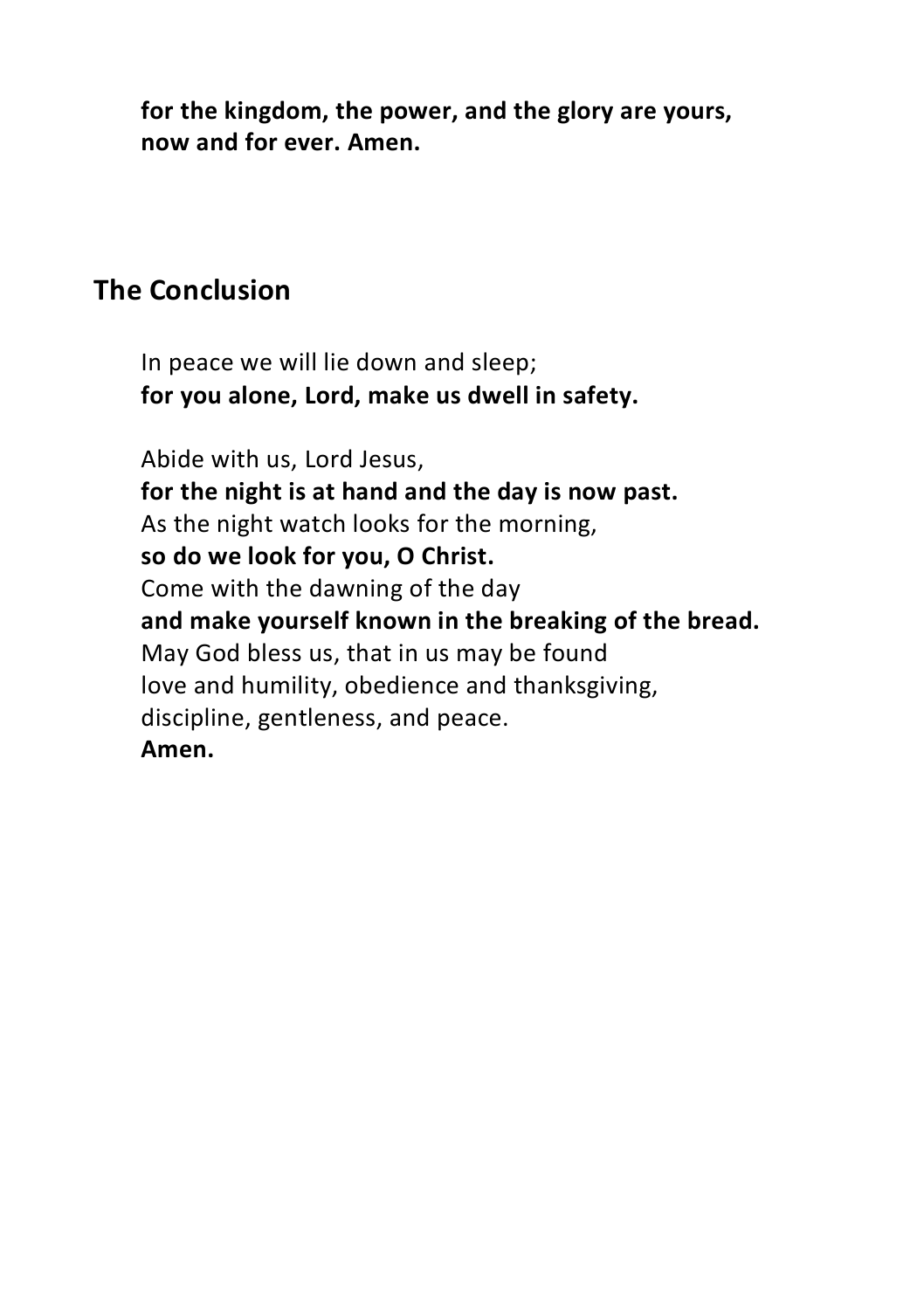**for the kingdom, the power, and the glory are yours,**
**now and for ever. Amen.**

## The Conclusion

In peace we will lie down and sleep;
**for you alone, Lord, make us dwell in safety.**

Abide with us, Lord Jesus,
**for the night is at hand and the day is now past.**
As the night watch looks for the morning,
**so do we look for you, O Christ.**
Come with the dawning of the day
**and make yourself known in the breaking of the bread.**
May God bless us, that in us may be found
love and humility, obedience and thanksgiving,
discipline, gentleness, and peace.
**Amen.**